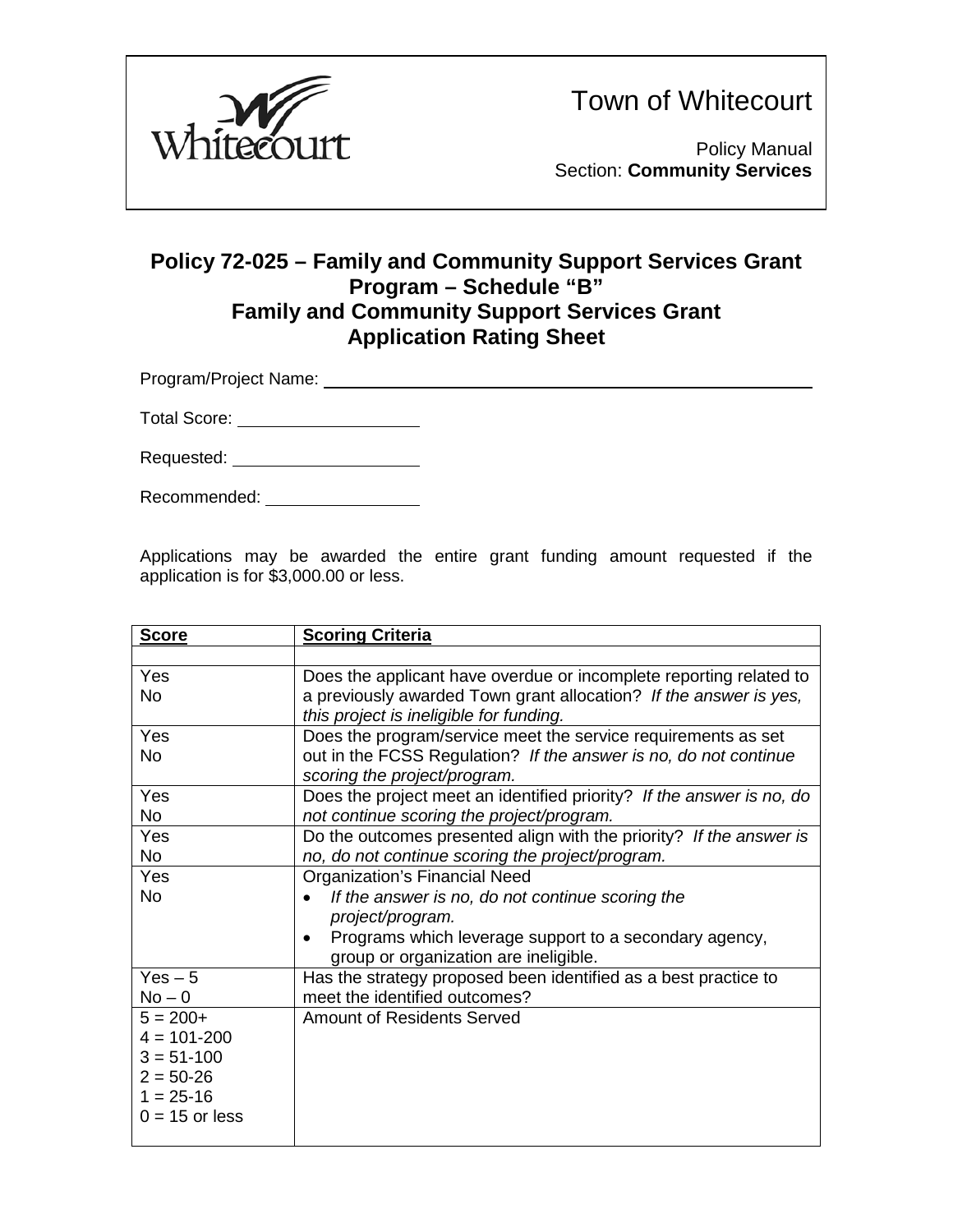Town of Whitecourt

Policy Manual
Section: **Community Services**

## Policy 72-025 – Family and Community Support Services Grant Program – Schedule "B"
## Family and Community Support Services Grant Application Rating Sheet

Program/Project Name: ______________________________

Total Score: ____________________

Requested: ____________________

Recommended: ________________

Applications may be awarded the entire grant funding amount requested if the application is for $3,000.00 or less.

| **Score** | **Scoring Criteria** |
|---|---|
| | |
| Yes<br>No | Does the applicant have overdue or incomplete reporting related to a previously awarded Town grant allocation? *If the answer is yes, this project is ineligible for funding.* |
| Yes<br>No | Does the program/service meet the service requirements as set out in the FCSS Regulation? *If the answer is no, do not continue scoring the project/program.* |
| Yes<br>No | Does the project meet an identified priority? *If the answer is no, do not continue scoring the project/program.* |
| Yes<br>No | Do the outcomes presented align with the priority? *If the answer is no, do not continue scoring the project/program.* |
| Yes<br>No | Organization's Financial Need<br>• *If the answer is no, do not continue scoring the project/program.*<br>• Programs which leverage support to a secondary agency, group or organization are ineligible. |
| Yes – 5<br>No – 0 | Has the strategy proposed been identified as a best practice to meet the identified outcomes? |
| 5 = 200+<br>4 = 101-200<br>3 = 51-100<br>2 = 50-26<br>1 = 25-16<br>0 = 15 or less | Amount of Residents Served |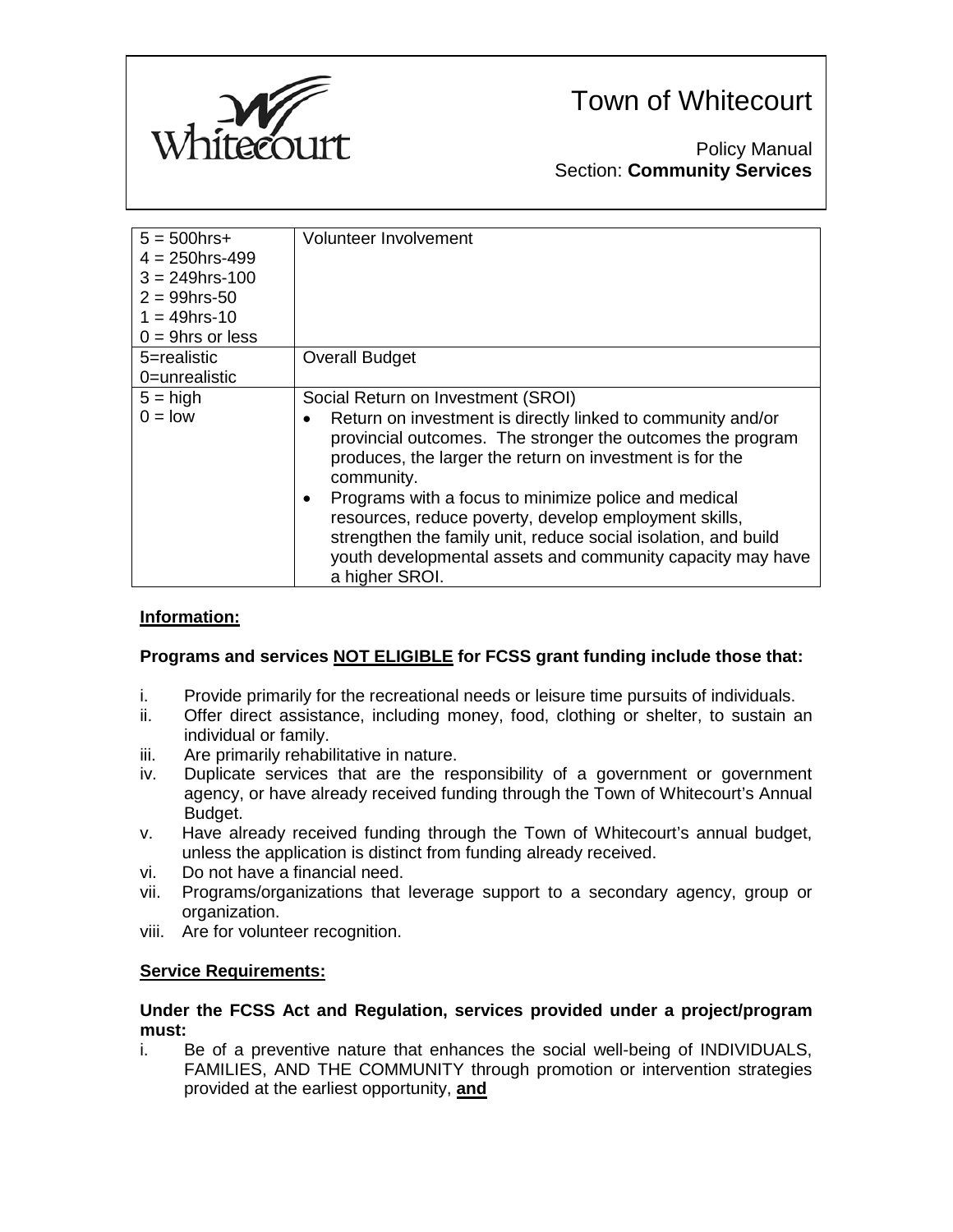| | |
|---|---|
| 5 = 500hrs+<br>4 = 250hrs-499<br>3 = 249hrs-100<br>2 = 99hrs-50<br>1 = 49hrs-10<br>0 = 9hrs or less | Volunteer Involvement |
| 5=realistic<br>0=unrealistic | Overall Budget |
| 5 = high<br>0 = low | Social Return on Investment (SROI)<br>• Return on investment is directly linked to community and/or provincial outcomes. The stronger the outcomes the program produces, the larger the return on investment is for the community.<br>• Programs with a focus to minimize police and medical resources, reduce poverty, develop employment skills, strengthen the family unit, reduce social isolation, and build youth developmental assets and community capacity may have a higher SROI. |

**Information:**

**Programs and services NOT ELIGIBLE for FCSS grant funding include those that:**

i. Provide primarily for the recreational needs or leisure time pursuits of individuals.
ii. Offer direct assistance, including money, food, clothing or shelter, to sustain an individual or family.
iii. Are primarily rehabilitative in nature.
iv. Duplicate services that are the responsibility of a government or government agency, or have already received funding through the Town of Whitecourt's Annual Budget.
v. Have already received funding through the Town of Whitecourt's annual budget, unless the application is distinct from funding already received.
vi. Do not have a financial need.
vii. Programs/organizations that leverage support to a secondary agency, group or organization.
viii. Are for volunteer recognition.

**Service Requirements:**

**Under the FCSS Act and Regulation, services provided under a project/program must:**

i. Be of a preventive nature that enhances the social well-being of INDIVIDUALS, FAMILIES, AND THE COMMUNITY through promotion or intervention strategies provided at the earliest opportunity, **and**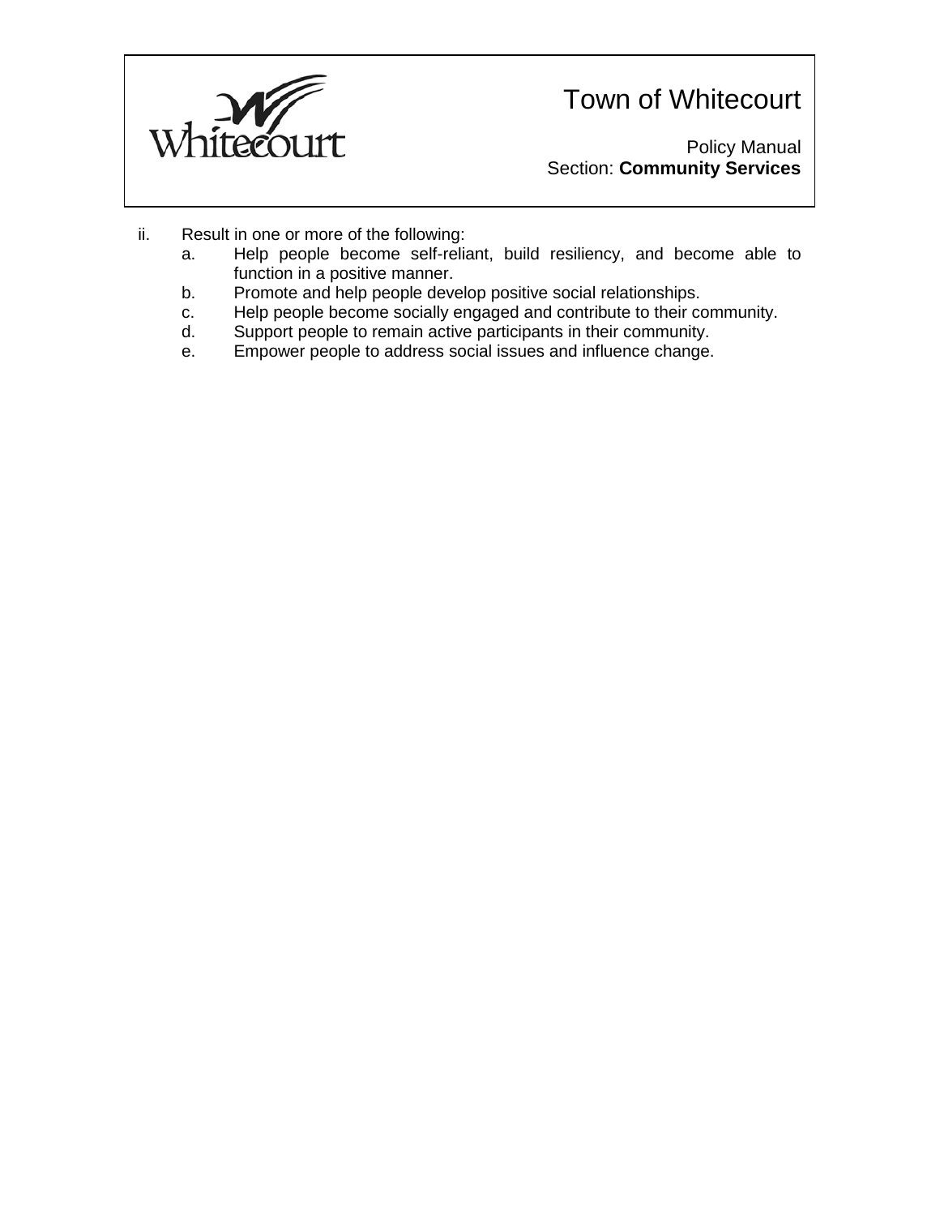ii. Result in one or more of the following:
   a. Help people become self-reliant, build resiliency, and become able to function in a positive manner.
   b. Promote and help people develop positive social relationships.
   c. Help people become socially engaged and contribute to their community.
   d. Support people to remain active participants in their community.
   e. Empower people to address social issues and influence change.